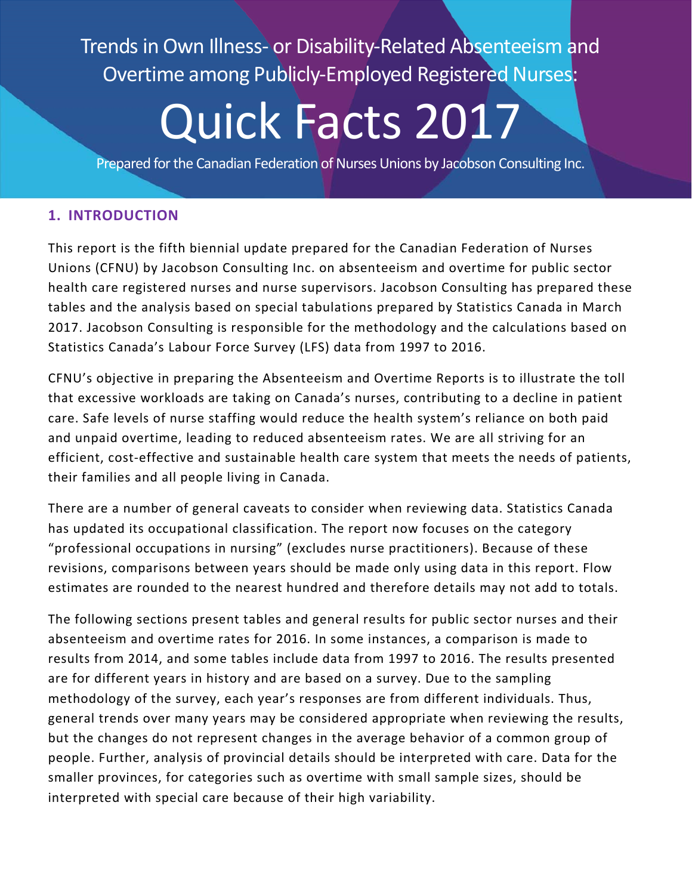# Trends in Own Illness- or Disability-Related Absenteeism and Overtime among Publicly-Employed Registered Nurses:

# Quick Facts 2017

Prepared for the Canadian Federation of Nurses Unions by Jacobson Consulting Inc.

## 1. INTRODUCTION

This report is the fifth biennial update prepared for the Canadian Federation of Nurses Unions (CFNU) by Jacobson Consulting Inc. on absenteeism and overtime for public sector health care registered nurses and nurse supervisors. Jacobson Consulting has prepared these tables and the analysis based on special tabulations prepared by Statistics Canada in March 2017. Jacobson Consulting is responsible for the methodology and the calculations based on Statistics Canada's Labour Force Survey (LFS) data from 1997 to 2016.

CFNU's objective in preparing the Absenteeism and Overtime Reports is to illustrate the toll that excessive workloads are taking on Canada's nurses, contributing to a decline in patient care. Safe levels of nurse staffing would reduce the health system's reliance on both paid and unpaid overtime, leading to reduced absenteeism rates. We are all striving for an efficient, cost-effective and sustainable health care system that meets the needs of patients, their families and all people living in Canada.

There are a number of general caveats to consider when reviewing data. Statistics Canada has updated its occupational classification. The report now focuses on the category "professional occupations in nursing" (excludes nurse practitioners). Because of these revisions, comparisons between years should be made only using data in this report. Flow estimates are rounded to the nearest hundred and therefore details may not add to totals.

The following sections present tables and general results for public sector nurses and their absenteeism and overtime rates for 2016. In some instances, a comparison is made to results from 2014, and some tables include data from 1997 to 2016. The results presented are for different years in history and are based on a survey. Due to the sampling methodology of the survey, each year's responses are from different individuals. Thus, general trends over many years may be considered appropriate when reviewing the results, but the changes do not represent changes in the average behavior of a common group of people. Further, analysis of provincial details should be interpreted with care. Data for the smaller provinces, for categories such as overtime with small sample sizes, should be interpreted with special care because of their high variability.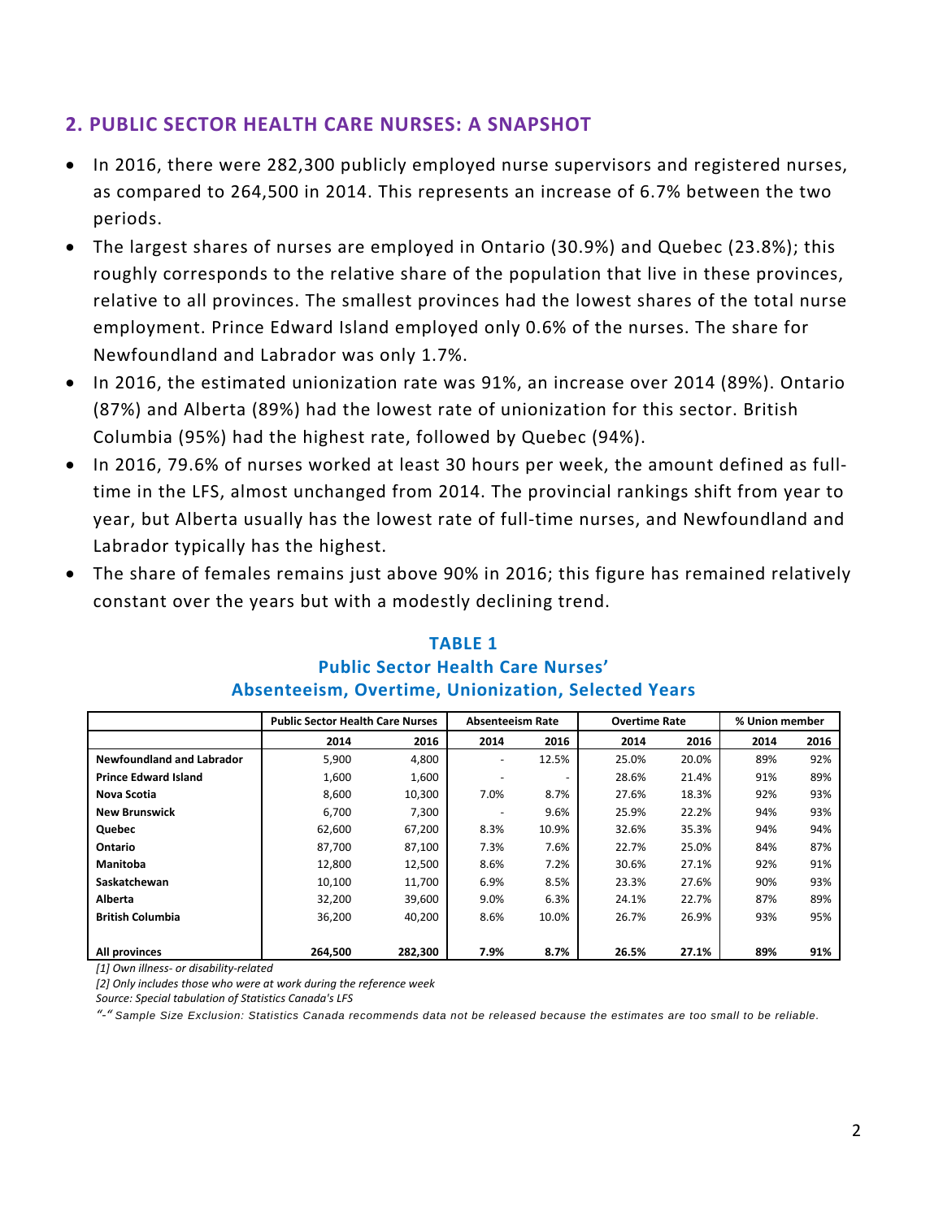## 2. PUBLIC SECTOR HEALTH CARE NURSES: A SNAPSHOT

- In 2016, there were 282,300 publicly employed nurse supervisors and registered nurses, as compared to 264,500 in 2014. This represents an increase of 6.7% between the two periods.
- The largest shares of nurses are employed in Ontario (30.9%) and Quebec (23.8%); this roughly corresponds to the relative share of the population that live in these provinces, relative to all provinces. The smallest provinces had the lowest shares of the total nurse employment. Prince Edward Island employed only 0.6% of the nurses. The share for Newfoundland and Labrador was only 1.7%.
- In 2016, the estimated unionization rate was 91%, an increase over 2014 (89%). Ontario (87%) and Alberta (89%) had the lowest rate of unionization for this sector. British Columbia (95%) had the highest rate, followed by Quebec (94%).
- In 2016, 79.6% of nurses worked at least 30 hours per week, the amount defined as full-time in the LFS, almost unchanged from 2014. The provincial rankings shift from year to year, but Alberta usually has the lowest rate of full-time nurses, and Newfoundland and Labrador typically has the highest.
- The share of females remains just above 90% in 2016; this figure has remained relatively constant over the years but with a modestly declining trend.

**TABLE 1**
**Public Sector Health Care Nurses' Absenteeism, Overtime, Unionization, Selected Years**

| | Public Sector Health Care Nurses | | Absenteeism Rate | | Overtime Rate | | % Union member | |
|---|---|---|---|---|---|---|---|---|
| | 2014 | 2016 | 2014 | 2016 | 2014 | 2016 | 2014 | 2016 |
| **Newfoundland and Labrador** | 5,900 | 4,800 | - | 12.5% | 25.0% | 20.0% | 89% | 92% |
| **Prince Edward Island** | 1,600 | 1,600 | - | - | 28.6% | 21.4% | 91% | 89% |
| **Nova Scotia** | 8,600 | 10,300 | 7.0% | 8.7% | 27.6% | 18.3% | 92% | 93% |
| **New Brunswick** | 6,700 | 7,300 | - | 9.6% | 25.9% | 22.2% | 94% | 93% |
| **Quebec** | 62,600 | 67,200 | 8.3% | 10.9% | 32.6% | 35.3% | 94% | 94% |
| **Ontario** | 87,700 | 87,100 | 7.3% | 7.6% | 22.7% | 25.0% | 84% | 87% |
| **Manitoba** | 12,800 | 12,500 | 8.6% | 7.2% | 30.6% | 27.1% | 92% | 91% |
| **Saskatchewan** | 10,100 | 11,700 | 6.9% | 8.5% | 23.3% | 27.6% | 90% | 93% |
| **Alberta** | 32,200 | 39,600 | 9.0% | 6.3% | 24.1% | 22.7% | 87% | 89% |
| **British Columbia** | 36,200 | 40,200 | 8.6% | 10.0% | 26.7% | 26.9% | 93% | 95% |
| **All provinces** | **264,500** | **282,300** | **7.9%** | **8.7%** | **26.5%** | **27.1%** | **89%** | **91%** |

*[1] Own illness- or disability-related*

*[2] Only includes those who were at work during the reference week*

*Source: Special tabulation of Statistics Canada's LFS*

*"-" Sample Size Exclusion: Statistics Canada recommends data not be released because the estimates are too small to be reliable.*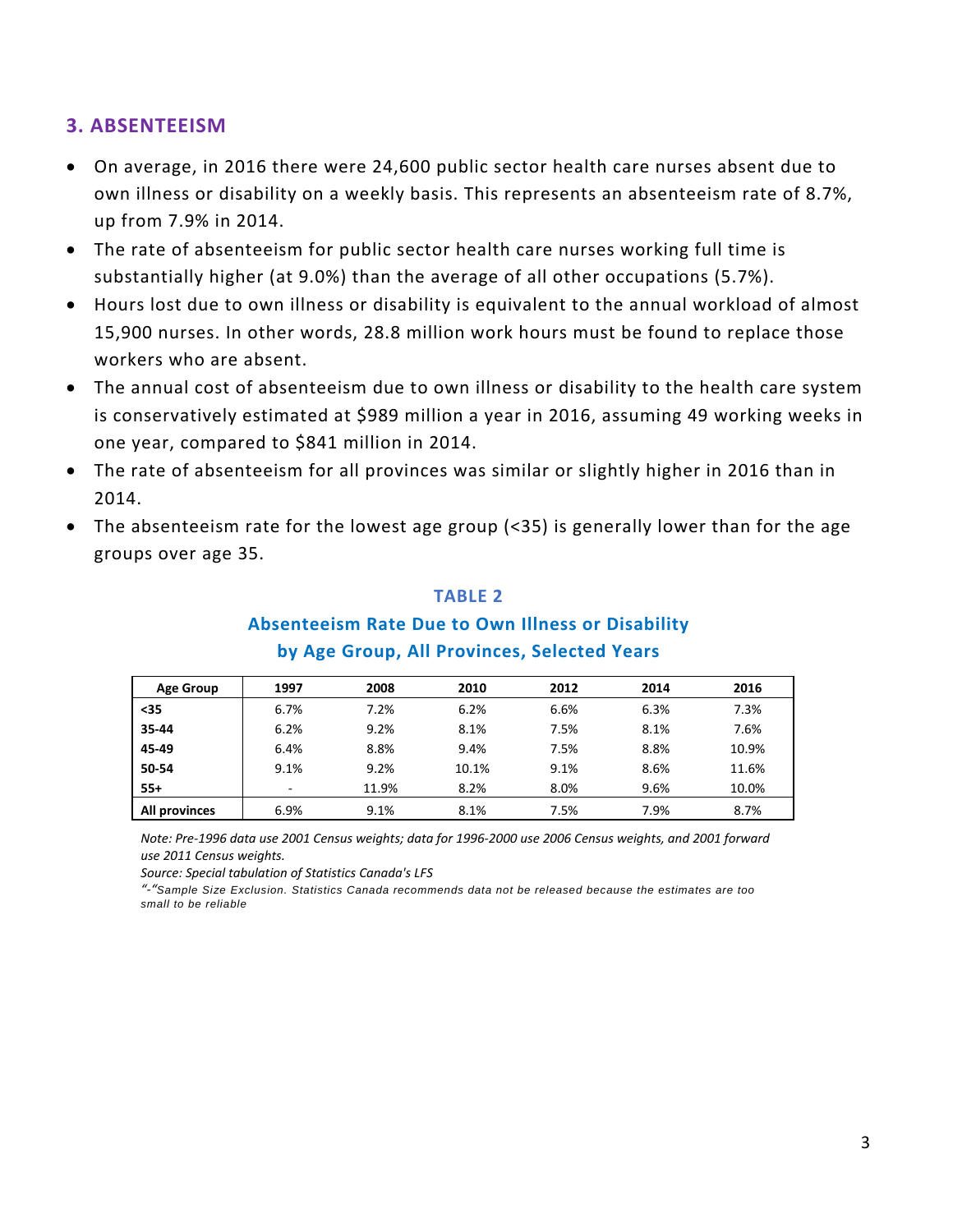## 3. ABSENTEEISM

- On average, in 2016 there were 24,600 public sector health care nurses absent due to own illness or disability on a weekly basis. This represents an absenteeism rate of 8.7%, up from 7.9% in 2014.
- The rate of absenteeism for public sector health care nurses working full time is substantially higher (at 9.0%) than the average of all other occupations (5.7%).
- Hours lost due to own illness or disability is equivalent to the annual workload of almost 15,900 nurses. In other words, 28.8 million work hours must be found to replace those workers who are absent.
- The annual cost of absenteeism due to own illness or disability to the health care system is conservatively estimated at $989 million a year in 2016, assuming 49 working weeks in one year, compared to $841 million in 2014.
- The rate of absenteeism for all provinces was similar or slightly higher in 2016 than in 2014.
- The absenteeism rate for the lowest age group (<35) is generally lower than for the age groups over age 35.

### TABLE 2
### Absenteeism Rate Due to Own Illness or Disability by Age Group, All Provinces, Selected Years

| Age Group | 1997 | 2008 | 2010 | 2012 | 2014 | 2016 |
|---|---|---|---|---|---|---|
| **<35** | 6.7% | 7.2% | 6.2% | 6.6% | 6.3% | 7.3% |
| **35-44** | 6.2% | 9.2% | 8.1% | 7.5% | 8.1% | 7.6% |
| **45-49** | 6.4% | 8.8% | 9.4% | 7.5% | 8.8% | 10.9% |
| **50-54** | 9.1% | 9.2% | 10.1% | 9.1% | 8.6% | 11.6% |
| **55+** | - | 11.9% | 8.2% | 8.0% | 9.6% | 10.0% |
| **All provinces** | 6.9% | 9.1% | 8.1% | 7.5% | 7.9% | 8.7% |

*Note: Pre-1996 data use 2001 Census weights; data for 1996-2000 use 2006 Census weights, and 2001 forward use 2011 Census weights.*

*Source: Special tabulation of Statistics Canada's LFS*

*"-"Sample Size Exclusion. Statistics Canada recommends data not be released because the estimates are too small to be reliable*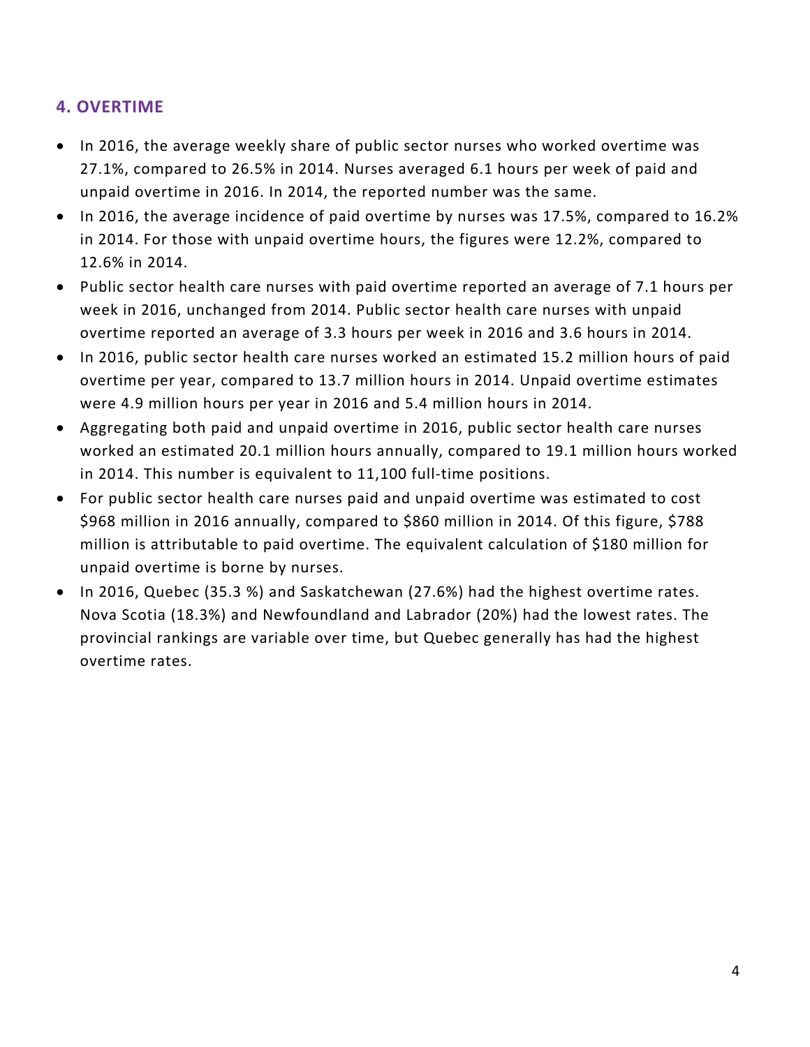## 4. OVERTIME

- In 2016, the average weekly share of public sector nurses who worked overtime was 27.1%, compared to 26.5% in 2014. Nurses averaged 6.1 hours per week of paid and unpaid overtime in 2016. In 2014, the reported number was the same.
- In 2016, the average incidence of paid overtime by nurses was 17.5%, compared to 16.2% in 2014. For those with unpaid overtime hours, the figures were 12.2%, compared to 12.6% in 2014.
- Public sector health care nurses with paid overtime reported an average of 7.1 hours per week in 2016, unchanged from 2014. Public sector health care nurses with unpaid overtime reported an average of 3.3 hours per week in 2016 and 3.6 hours in 2014.
- In 2016, public sector health care nurses worked an estimated 15.2 million hours of paid overtime per year, compared to 13.7 million hours in 2014. Unpaid overtime estimates were 4.9 million hours per year in 2016 and 5.4 million hours in 2014.
- Aggregating both paid and unpaid overtime in 2016, public sector health care nurses worked an estimated 20.1 million hours annually, compared to 19.1 million hours worked in 2014. This number is equivalent to 11,100 full-time positions.
- For public sector health care nurses paid and unpaid overtime was estimated to cost $968 million in 2016 annually, compared to $860 million in 2014. Of this figure, $788 million is attributable to paid overtime. The equivalent calculation of $180 million for unpaid overtime is borne by nurses.
- In 2016, Quebec (35.3 %) and Saskatchewan (27.6%) had the highest overtime rates. Nova Scotia (18.3%) and Newfoundland and Labrador (20%) had the lowest rates. The provincial rankings are variable over time, but Quebec generally has had the highest overtime rates.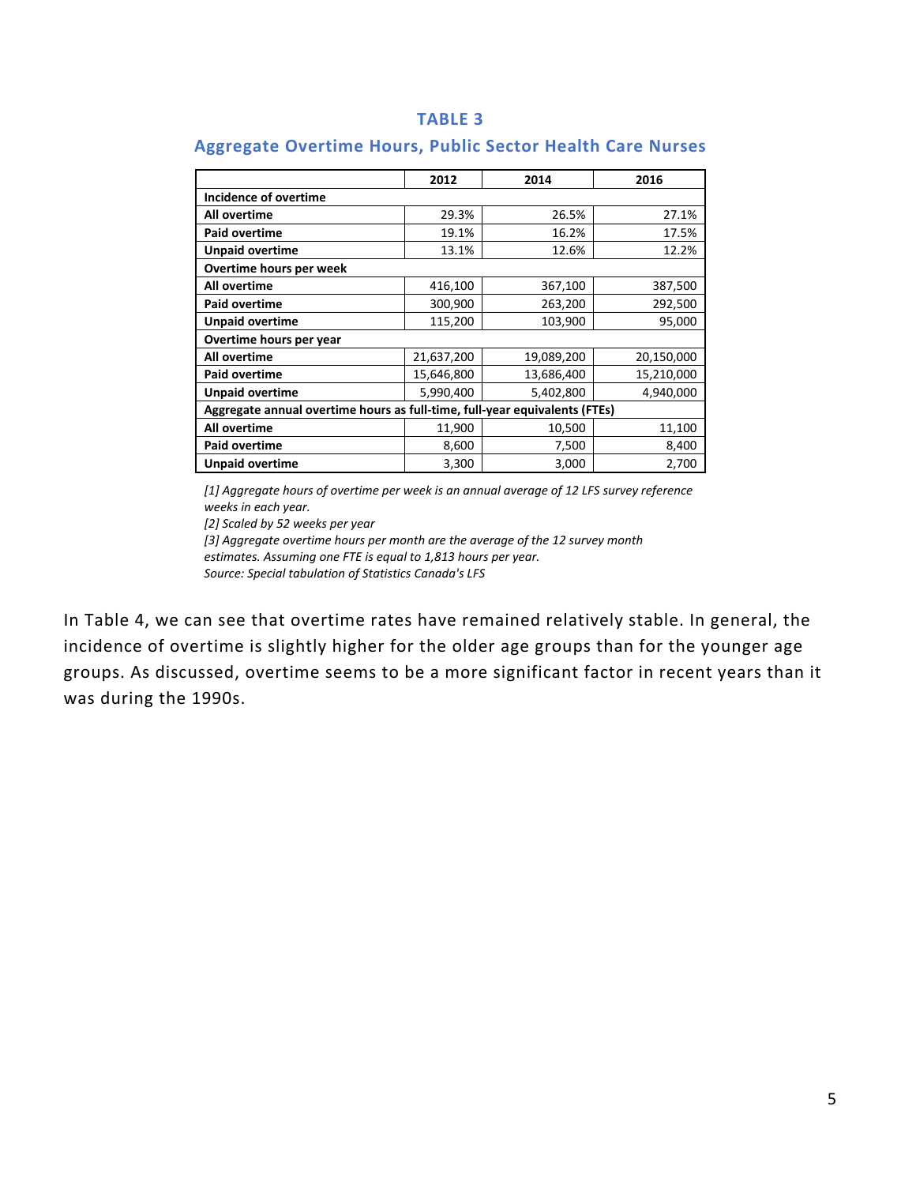## TABLE 3

### Aggregate Overtime Hours, Public Sector Health Care Nurses

| | 2012 | 2014 | 2016 |
|---|---|---|---|
| **Incidence of overtime** | | | |
| **All overtime** | 29.3% | 26.5% | 27.1% |
| **Paid overtime** | 19.1% | 16.2% | 17.5% |
| **Unpaid overtime** | 13.1% | 12.6% | 12.2% |
| **Overtime hours per week** | | | |
| **All overtime** | 416,100 | 367,100 | 387,500 |
| **Paid overtime** | 300,900 | 263,200 | 292,500 |
| **Unpaid overtime** | 115,200 | 103,900 | 95,000 |
| **Overtime hours per year** | | | |
| **All overtime** | 21,637,200 | 19,089,200 | 20,150,000 |
| **Paid overtime** | 15,646,800 | 13,686,400 | 15,210,000 |
| **Unpaid overtime** | 5,990,400 | 5,402,800 | 4,940,000 |
| **Aggregate annual overtime hours as full-time, full-year equivalents (FTEs)** | | | |
| **All overtime** | 11,900 | 10,500 | 11,100 |
| **Paid overtime** | 8,600 | 7,500 | 8,400 |
| **Unpaid overtime** | 3,300 | 3,000 | 2,700 |

*[1] Aggregate hours of overtime per week is an annual average of 12 LFS survey reference weeks in each year.*
*[2] Scaled by 52 weeks per year*
*[3] Aggregate overtime hours per month are the average of the 12 survey month estimates. Assuming one FTE is equal to 1,813 hours per year.*
*Source: Special tabulation of Statistics Canada's LFS*

In Table 4, we can see that overtime rates have remained relatively stable. In general, the incidence of overtime is slightly higher for the older age groups than for the younger age groups. As discussed, overtime seems to be a more significant factor in recent years than it was during the 1990s.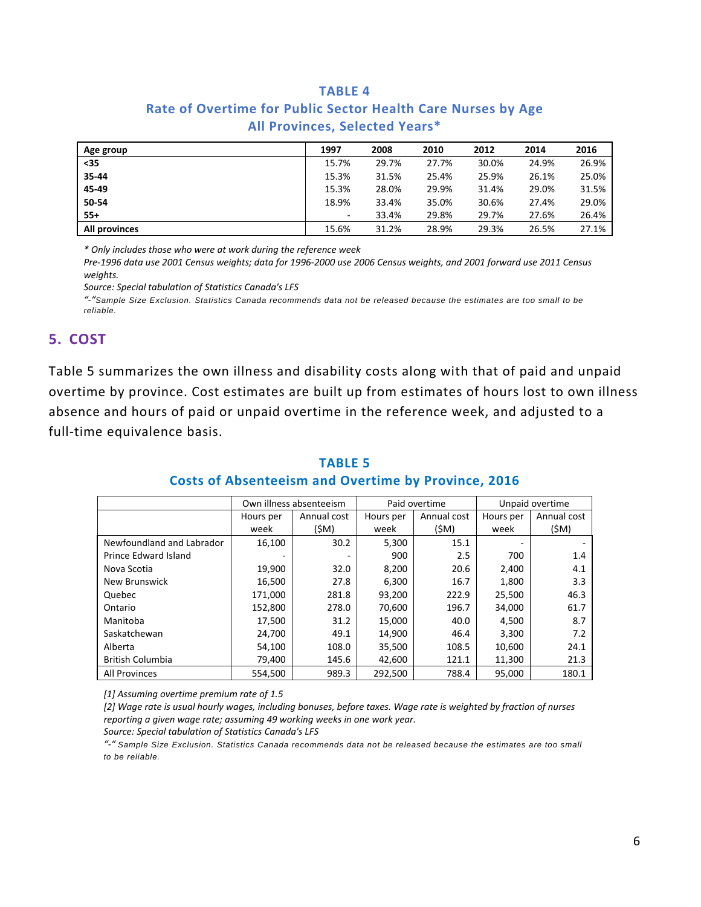**TABLE 4**
**Rate of Overtime for Public Sector Health Care Nurses by Age**
**All Provinces, Selected Years***

| Age group | 1997 | 2008 | 2010 | 2012 | 2014 | 2016 |
|---|---|---|---|---|---|---|
| **<35** | 15.7% | 29.7% | 27.7% | 30.0% | 24.9% | 26.9% |
| **35-44** | 15.3% | 31.5% | 25.4% | 25.9% | 26.1% | 25.0% |
| **45-49** | 15.3% | 28.0% | 29.9% | 31.4% | 29.0% | 31.5% |
| **50-54** | 18.9% | 33.4% | 35.0% | 30.6% | 27.4% | 29.0% |
| **55+** | - | 33.4% | 29.8% | 29.7% | 27.6% | 26.4% |
| **All provinces** | 15.6% | 31.2% | 28.9% | 29.3% | 26.5% | 27.1% |

*\* Only includes those who were at work during the reference week*
*Pre-1996 data use 2001 Census weights; data for 1996-2000 use 2006 Census weights, and 2001 forward use 2011 Census weights.*
*Source: Special tabulation of Statistics Canada's LFS*
*"-"Sample Size Exclusion. Statistics Canada recommends data not be released because the estimates are too small to be reliable.*

## 5. COST

Table 5 summarizes the own illness and disability costs along with that of paid and unpaid overtime by province. Cost estimates are built up from estimates of hours lost to own illness absence and hours of paid or unpaid overtime in the reference week, and adjusted to a full-time equivalence basis.

**TABLE 5**
**Costs of Absenteeism and Overtime by Province, 2016**

| | Own illness absenteeism | | Paid overtime | | Unpaid overtime | |
|---|---|---|---|---|---|---|
| | Hours per week | Annual cost ($M) | Hours per week | Annual cost ($M) | Hours per week | Annual cost ($M) |
| Newfoundland and Labrador | 16,100 | 30.2 | 5,300 | 15.1 | - | - |
| Prince Edward Island | - | - | 900 | 2.5 | 700 | 1.4 |
| Nova Scotia | 19,900 | 32.0 | 8,200 | 20.6 | 2,400 | 4.1 |
| New Brunswick | 16,500 | 27.8 | 6,300 | 16.7 | 1,800 | 3.3 |
| Quebec | 171,000 | 281.8 | 93,200 | 222.9 | 25,500 | 46.3 |
| Ontario | 152,800 | 278.0 | 70,600 | 196.7 | 34,000 | 61.7 |
| Manitoba | 17,500 | 31.2 | 15,000 | 40.0 | 4,500 | 8.7 |
| Saskatchewan | 24,700 | 49.1 | 14,900 | 46.4 | 3,300 | 7.2 |
| Alberta | 54,100 | 108.0 | 35,500 | 108.5 | 10,600 | 24.1 |
| British Columbia | 79,400 | 145.6 | 42,600 | 121.1 | 11,300 | 21.3 |
| All Provinces | 554,500 | 989.3 | 292,500 | 788.4 | 95,000 | 180.1 |

*[1] Assuming overtime premium rate of 1.5*
*[2] Wage rate is usual hourly wages, including bonuses, before taxes. Wage rate is weighted by fraction of nurses reporting a given wage rate; assuming 49 working weeks in one work year.*
*Source: Special tabulation of Statistics Canada's LFS*
*"-" Sample Size Exclusion. Statistics Canada recommends data not be released because the estimates are too small to be reliable.*